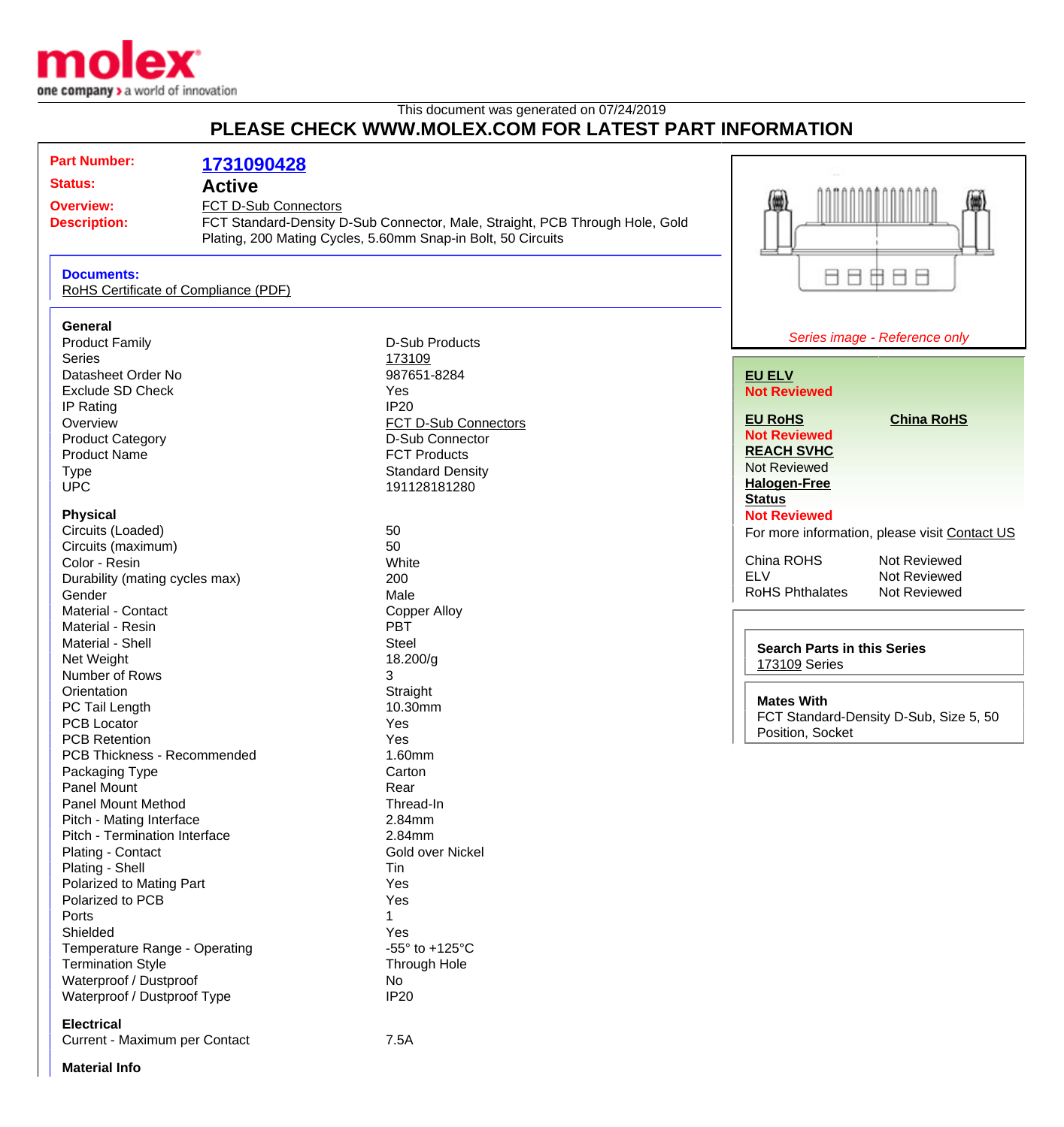This document was generated on 07/24/2019

# PLEASE CHECK WWW.MOLEX.COM FOR LATEST PART INFORMATION

**Part Number:** **1731090428**

**Status:** **Active**

**Overview:** FCT D-Sub Connectors

**Description:** FCT Standard-Density D-Sub Connector, Male, Straight, PCB Through Hole, Gold Plating, 200 Mating Cycles, 5.60mm Snap-in Bolt, 50 Circuits

**Documents:**
RoHS Certificate of Compliance (PDF)

### General

| | |
|---|---|
| Product Family | D-Sub Products |
| Series | 173109 |
| Datasheet Order No | 987651-8284 |
| Exclude SD Check | Yes |
| IP Rating | IP20 |
| Overview | FCT D-Sub Connectors |
| Product Category | D-Sub Connector |
| Product Name | FCT Products |
| Type | Standard Density |
| UPC | 191128181280 |

### Physical

| | |
|---|---|
| Circuits (Loaded) | 50 |
| Circuits (maximum) | 50 |
| Color - Resin | White |
| Durability (mating cycles max) | 200 |
| Gender | Male |
| Material - Contact | Copper Alloy |
| Material - Resin | PBT |
| Material - Shell | Steel |
| Net Weight | 18.200/g |
| Number of Rows | 3 |
| Orientation | Straight |
| PC Tail Length | 10.30mm |
| PCB Locator | Yes |
| PCB Retention | Yes |
| PCB Thickness - Recommended | 1.60mm |
| Packaging Type | Carton |
| Panel Mount | Rear |
| Panel Mount Method | Thread-In |
| Pitch - Mating Interface | 2.84mm |
| Pitch - Termination Interface | 2.84mm |
| Plating - Contact | Gold over Nickel |
| Plating - Shell | Tin |
| Polarized to Mating Part | Yes |
| Polarized to PCB | Yes |
| Ports | 1 |
| Shielded | Yes |
| Temperature Range - Operating | -55° to +125°C |
| Termination Style | Through Hole |
| Waterproof / Dustproof | No |
| Waterproof / Dustproof Type | IP20 |

### Electrical

| | |
|---|---|
| Current - Maximum per Contact | 7.5A |

### Material Info

*Series image - Reference only*

**EU ELV**
**Not Reviewed**

**EU RoHS** — **Not Reviewed**
**China RoHS**

**REACH SVHC**
Not Reviewed

**Halogen-Free Status**
**Not Reviewed**

For more information, please visit Contact US

| | |
|---|---|
| China ROHS | Not Reviewed |
| ELV | Not Reviewed |
| RoHS Phthalates | Not Reviewed |

**Search Parts in this Series**
173109 Series

**Mates With**
FCT Standard-Density D-Sub, Size 5, 50 Position, Socket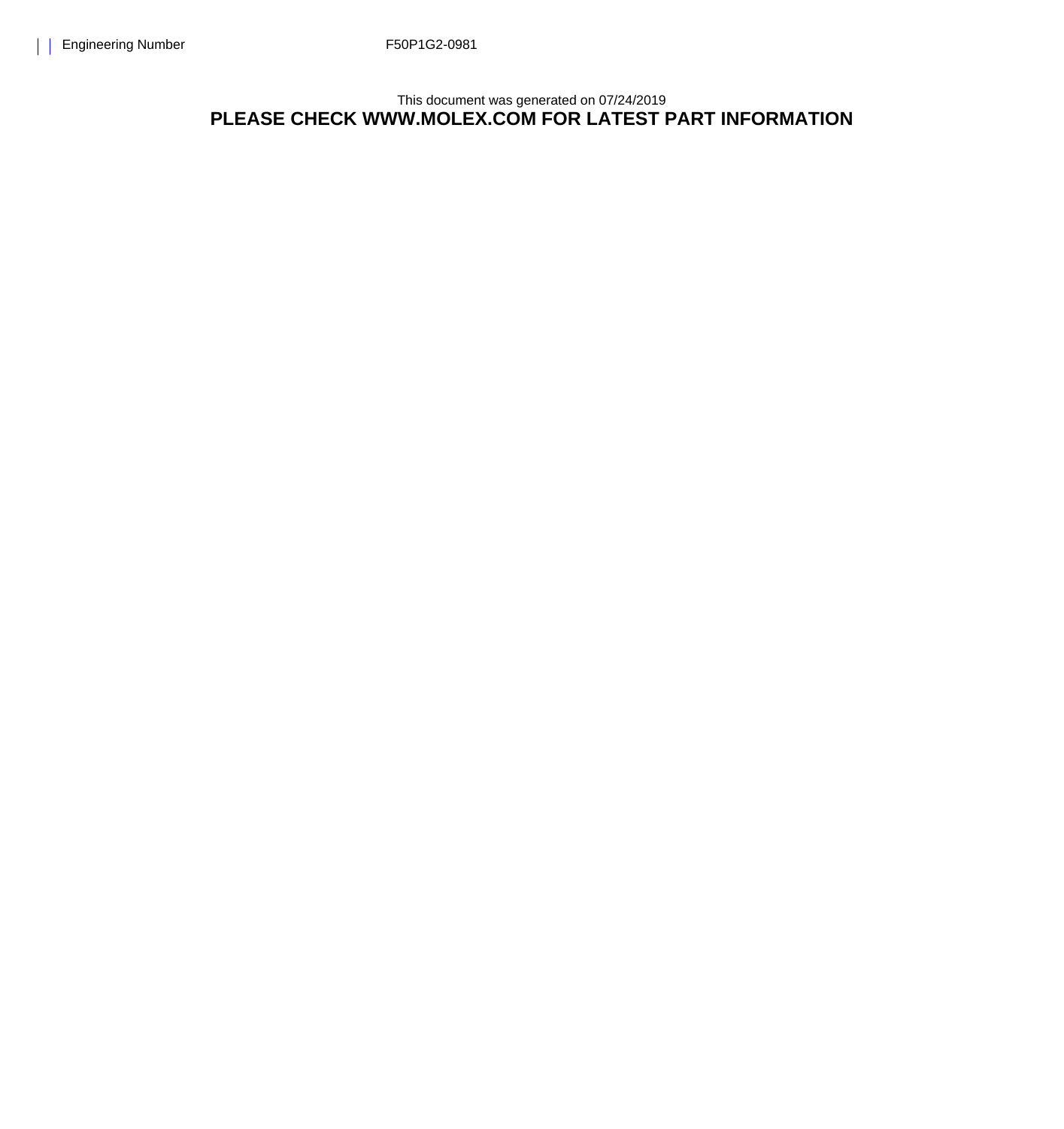| | |
|---|---|
| Engineering Number | F50P1G2-0981 |

This document was generated on 07/24/2019

**PLEASE CHECK WWW.MOLEX.COM FOR LATEST PART INFORMATION**